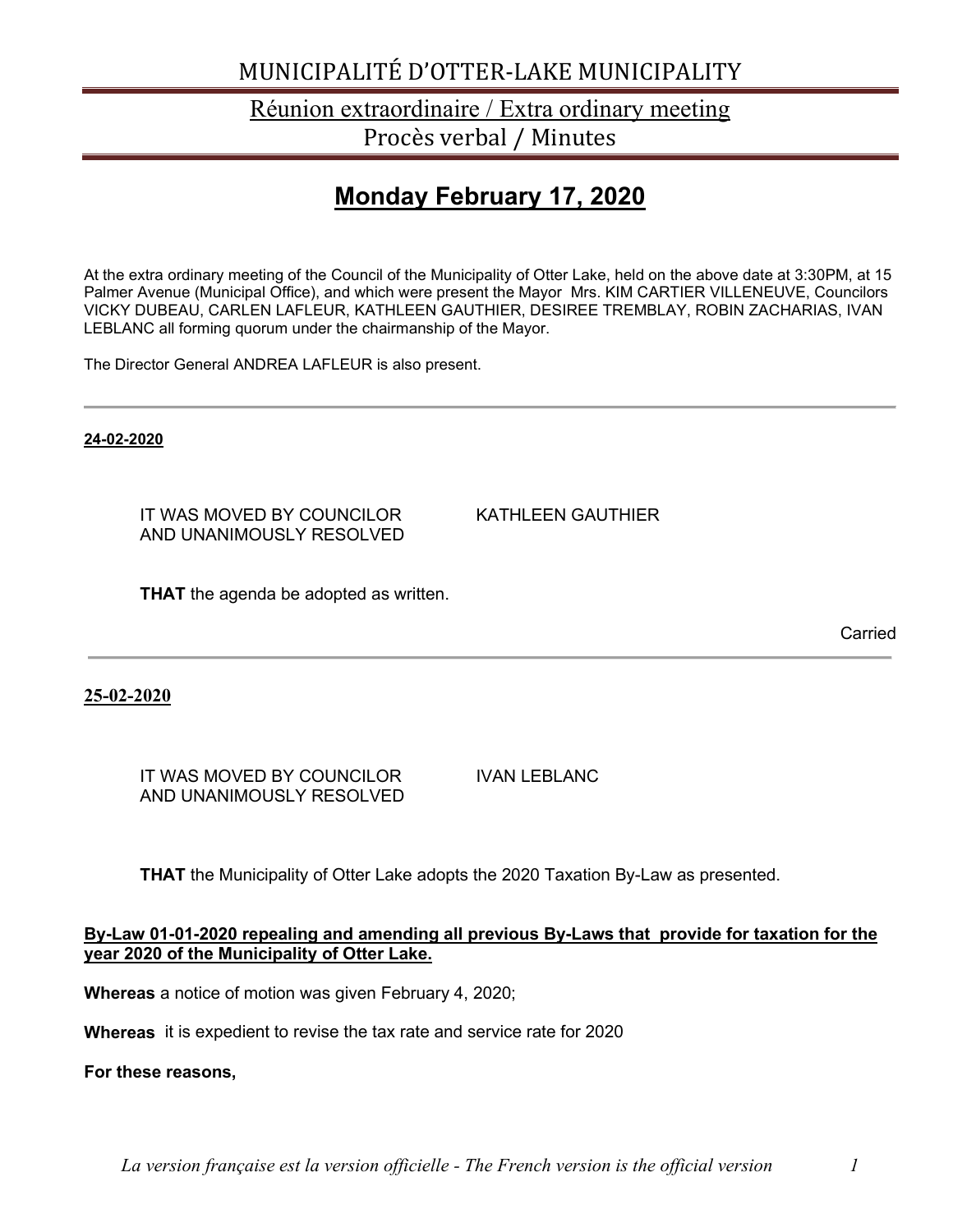# MUNICIPALITÉ D'OTTER-LAKE MUNICIPALITY

## Réunion extraordinaire / Extra ordinary meeting

## Procès verbal / Minutes

# Monday February 17, 2020

At the extra ordinary meeting of the Council of the Municipality of Otter Lake, held on the above date at 3:30PM, at 15 Palmer Avenue (Municipal Office), and which were present the Mayor Mrs. KIM CARTIER VILLENEUVE, Councilors VICKY DUBEAU, CARLEN LAFLEUR, KATHLEEN GAUTHIER, DESIREE TREMBLAY, ROBIN ZACHARIAS, IVAN LEBLANC all forming quorum under the chairmanship of the Mayor.

The Director General ANDREA LAFLEUR is also present.

---

**24-02-2020**

IT WAS MOVED BY COUNCILOR KATHLEEN GAUTHIER
AND UNANIMOUSLY RESOLVED

**THAT** the agenda be adopted as written.

Carried

---

**25-02-2020**

IT WAS MOVED BY COUNCILOR IVAN LEBLANC
AND UNANIMOUSLY RESOLVED

**THAT** the Municipality of Otter Lake adopts the 2020 Taxation By-Law as presented.

**By-Law 01-01-2020 repealing and amending all previous By-Laws that provide for taxation for the year 2020 of the Municipality of Otter Lake.**

**Whereas** a notice of motion was given February 4, 2020;

**Whereas** it is expedient to revise the tax rate and service rate for 2020

**For these reasons,**

*La version française est la version officielle - The French version is the official version*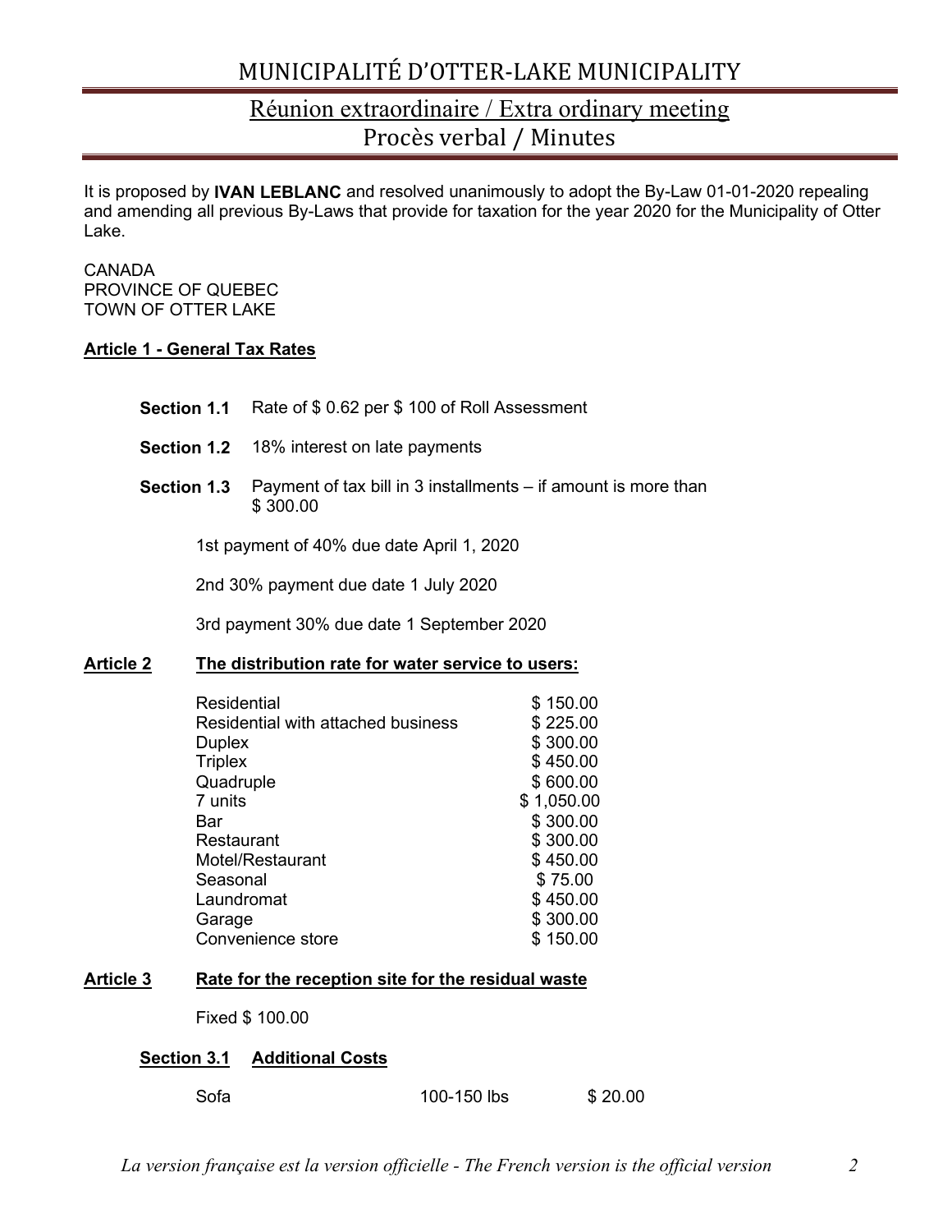# MUNICIPALITÉ D'OTTER-LAKE MUNICIPALITY

## Réunion extraordinaire / Extra ordinary meeting
## Procès verbal / Minutes

It is proposed by **IVAN LEBLANC** and resolved unanimously to adopt the By-Law 01-01-2020 repealing and amending all previous By-Laws that provide for taxation for the year 2020 for the Municipality of Otter Lake.

CANADA
PROVINCE OF QUEBEC
TOWN OF OTTER LAKE

**Article 1 - General Tax Rates**

**Section 1.1** Rate of $ 0.62 per $ 100 of Roll Assessment

**Section 1.2** 18% interest on late payments

**Section 1.3** Payment of tax bill in 3 installments – if amount is more than $ 300.00

1st payment of 40% due date April 1, 2020

2nd 30% payment due date 1 July 2020

3rd payment 30% due date 1 September 2020

**Article 2 The distribution rate for water service to users:**

| | |
|---|---|
| Residential | $ 150.00 |
| Residential with attached business | $ 225.00 |
| Duplex | $ 300.00 |
| Triplex | $ 450.00 |
| Quadruple | $ 600.00 |
| 7 units | $ 1,050.00 |
| Bar | $ 300.00 |
| Restaurant | $ 300.00 |
| Motel/Restaurant | $ 450.00 |
| Seasonal | $ 75.00 |
| Laundromat | $ 450.00 |
| Garage | $ 300.00 |
| Convenience store | $ 150.00 |

**Article 3 Rate for the reception site for the residual waste**

Fixed $ 100.00

**Section 3.1 Additional Costs**

| | | |
|---|---|---|
| Sofa | 100-150 lbs | $ 20.00 |

*La version française est la version officielle - The French version is the official version*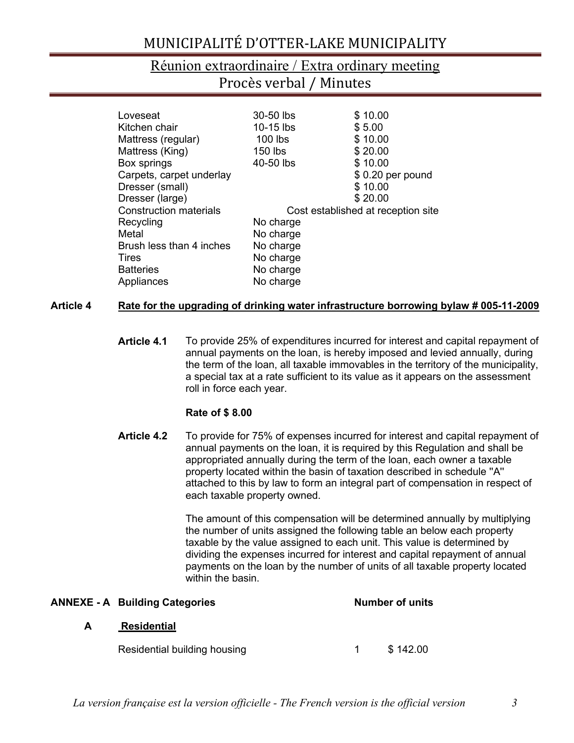| | | |
|---|---|---|
| Loveseat | 30-50 lbs | $ 10.00 |
| Kitchen chair | 10-15 lbs | $ 5.00 |
| Mattress (regular) | 100 lbs | $ 10.00 |
| Mattress (King) | 150 lbs | $ 20.00 |
| Box springs | 40-50 lbs | $ 10.00 |
| Carpets, carpet underlay | | $ 0.20 per pound |
| Dresser (small) | | $ 10.00 |
| Dresser (large) | | $ 20.00 |
| Construction materials | Cost established at reception site | |
| Recycling | No charge | |
| Metal | No charge | |
| Brush less than 4 inches | No charge | |
| Tires | No charge | |
| Batteries | No charge | |
| Appliances | No charge | |

**Article 4** **Rate for the upgrading of drinking water infrastructure borrowing bylaw # 005-11-2009**

**Article 4.1** To provide 25% of expenditures incurred for interest and capital repayment of annual payments on the loan, is hereby imposed and levied annually, during the term of the loan, all taxable immovables in the territory of the municipality, a special tax at a rate sufficient to its value as it appears on the assessment roll in force each year.

**Rate of $ 8.00**

**Article 4.2** To provide for 75% of expenses incurred for interest and capital repayment of annual payments on the loan, it is required by this Regulation and shall be appropriated annually during the term of the loan, each owner a taxable property located within the basin of taxation described in schedule "A" attached to this by law to form an integral part of compensation in respect of each taxable property owned.

The amount of this compensation will be determined annually by multiplying the number of units assigned the following table an below each property taxable by the value assigned to each unit. This value is determined by dividing the expenses incurred for interest and capital repayment of annual payments on the loan by the number of units of all taxable property located within the basin.

| **ANNEXE - A** | **Building Categories** | **Number of units** | |
|---|---|---|---|
| **A** | **Residential** | | |
| | Residential building housing | 1 | $ 142.00 |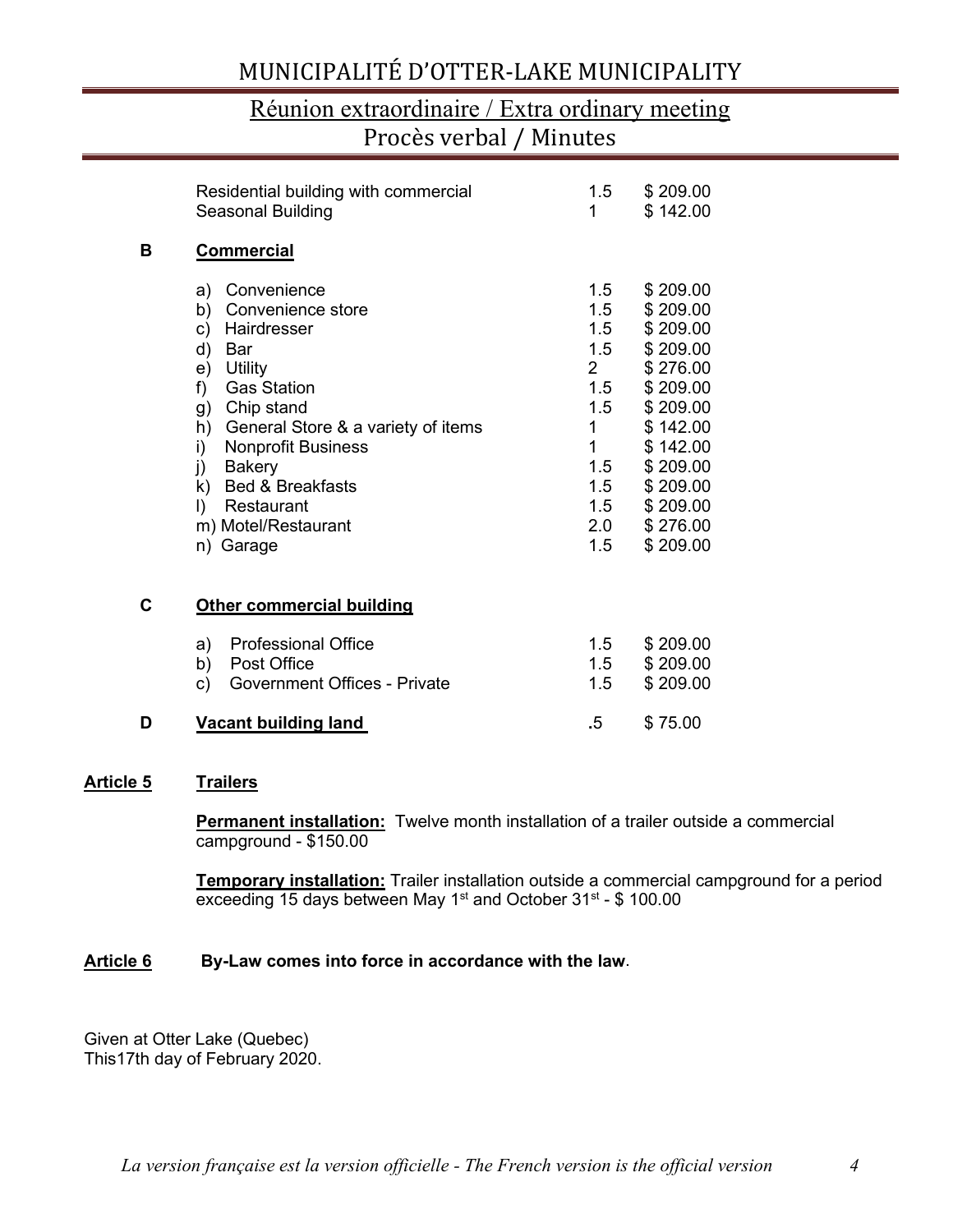| | | |
|---|---|---|
| Residential building with commercial | 1.5 | $ 209.00 |
| Seasonal Building | 1 | $ 142.00 |

**B** **Commercial**

| | | |
|---|---|---|
| a) Convenience | 1.5 | $ 209.00 |
| b) Convenience store | 1.5 | $ 209.00 |
| c) Hairdresser | 1.5 | $ 209.00 |
| d) Bar | 1.5 | $ 209.00 |
| e) Utility | 2 | $ 276.00 |
| f) Gas Station | 1.5 | $ 209.00 |
| g) Chip stand | 1.5 | $ 209.00 |
| h) General Store & a variety of items | 1 | $ 142.00 |
| i) Nonprofit Business | 1 | $ 142.00 |
| j) Bakery | 1.5 | $ 209.00 |
| k) Bed & Breakfasts | 1.5 | $ 209.00 |
| l) Restaurant | 1.5 | $ 209.00 |
| m) Motel/Restaurant | 2.0 | $ 276.00 |
| n) Garage | 1.5 | $ 209.00 |

**C** **Other commercial building**

| | | |
|---|---|---|
| a) Professional Office | 1.5 | $ 209.00 |
| b) Post Office | 1.5 | $ 209.00 |
| c) Government Offices - Private | 1.5 | $ 209.00 |

| | | |
|---|---|---|
| **D** **Vacant building land** | **.**5 | $ 75.00 |

**Article 5** **Trailers**

**Permanent installation:** Twelve month installation of a trailer outside a commercial campground - $150.00

**Temporary installation:** Trailer installation outside a commercial campground for a period exceeding 15 days between May 1st and October 31st - $ 100.00

**Article 6** **By-Law comes into force in accordance with the law**.

Given at Otter Lake (Quebec)
This17th day of February 2020.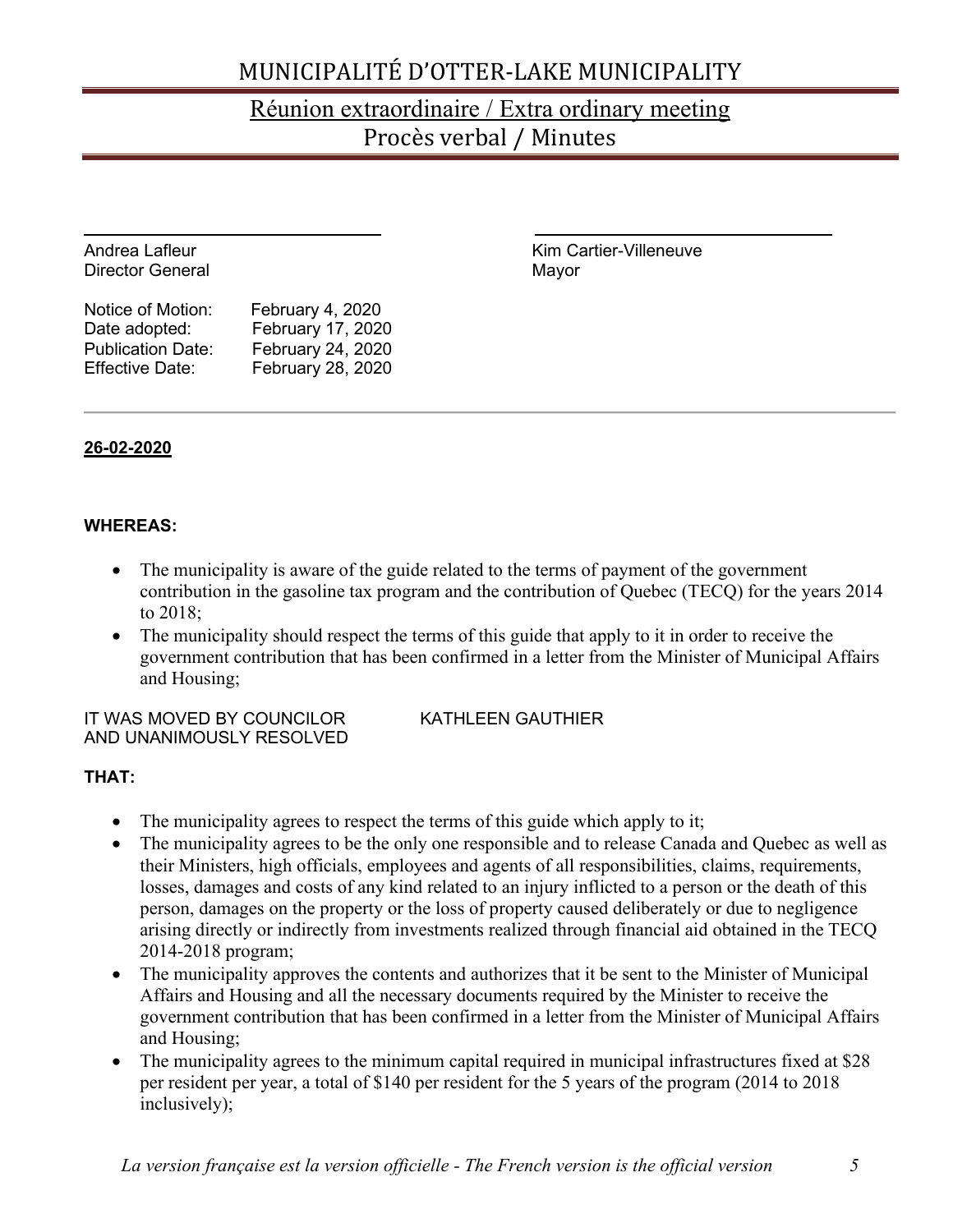Andrea Lafleur
Director General

Kim Cartier-Villeneuve
Mayor

Notice of Motion: February 4, 2020
Date adopted: February 17, 2020
Publication Date: February 24, 2020
Effective Date: February 28, 2020

---

**26-02-2020**

**WHEREAS:**

- The municipality is aware of the guide related to the terms of payment of the government contribution in the gasoline tax program and the contribution of Quebec (TECQ) for the years 2014 to 2018;
- The municipality should respect the terms of this guide that apply to it in order to receive the government contribution that has been confirmed in a letter from the Minister of Municipal Affairs and Housing;

IT WAS MOVED BY COUNCILOR KATHLEEN GAUTHIER
AND UNANIMOUSLY RESOLVED

**THAT:**

- The municipality agrees to respect the terms of this guide which apply to it;
- The municipality agrees to be the only one responsible and to release Canada and Quebec as well as their Ministers, high officials, employees and agents of all responsibilities, claims, requirements, losses, damages and costs of any kind related to an injury inflicted to a person or the death of this person, damages on the property or the loss of property caused deliberately or due to negligence arising directly or indirectly from investments realized through financial aid obtained in the TECQ 2014-2018 program;
- The municipality approves the contents and authorizes that it be sent to the Minister of Municipal Affairs and Housing and all the necessary documents required by the Minister to receive the government contribution that has been confirmed in a letter from the Minister of Municipal Affairs and Housing;
- The municipality agrees to the minimum capital required in municipal infrastructures fixed at $28 per resident per year, a total of $140 per resident for the 5 years of the program (2014 to 2018 inclusively);

*La version française est la version officielle - The French version is the official version*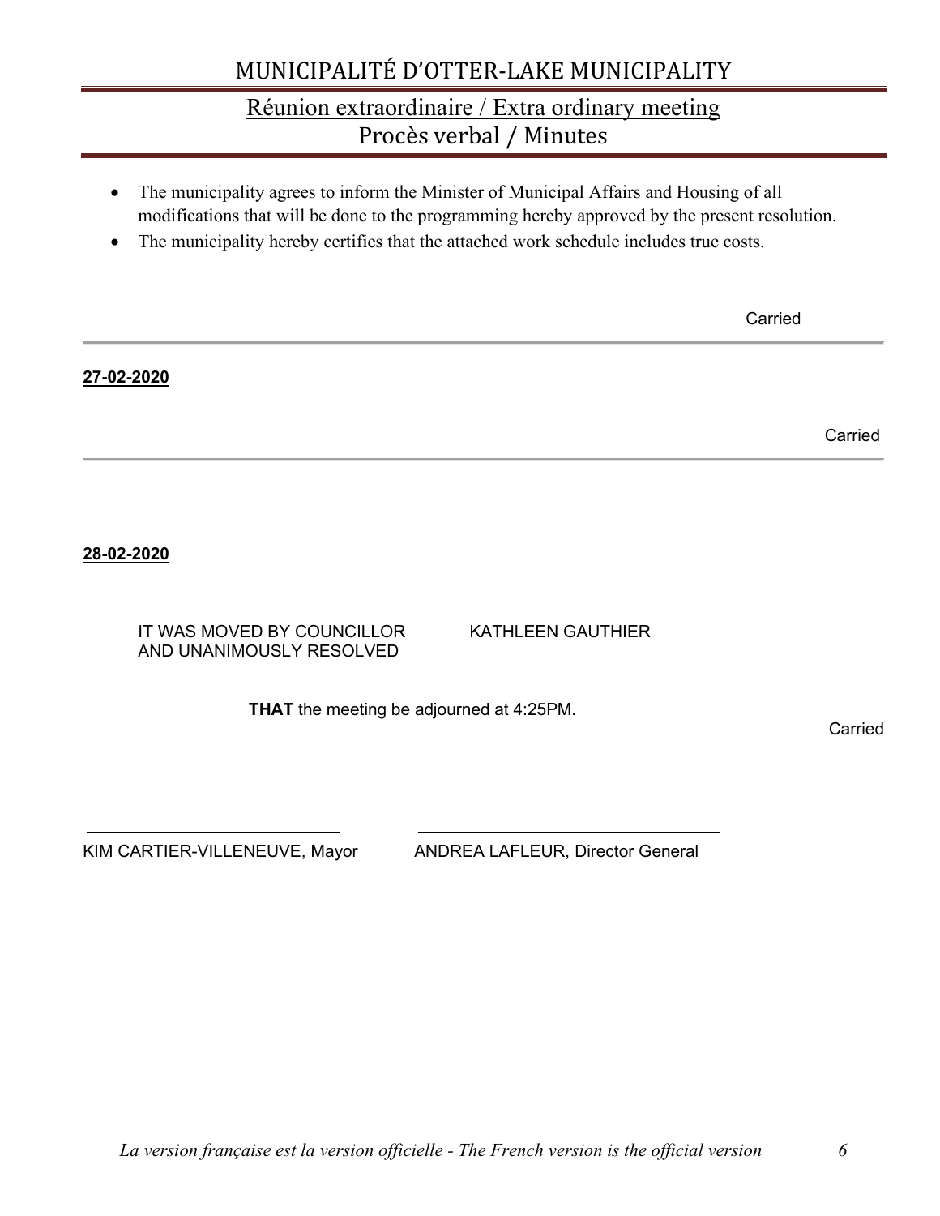- The municipality agrees to inform the Minister of Municipal Affairs and Housing of all modifications that will be done to the programming hereby approved by the present resolution.
- The municipality hereby certifies that the attached work schedule includes true costs.

Carried

---

**27-02-2020**

Carried

---

**28-02-2020**

IT WAS MOVED BY COUNCILLOR KATHLEEN GAUTHIER
AND UNANIMOUSLY RESOLVED

**THAT** the meeting be adjourned at 4:25PM.

Carried

KIM CARTIER-VILLENEUVE, Mayor

ANDREA LAFLEUR, Director General

*La version française est la version officielle - The French version is the official version*